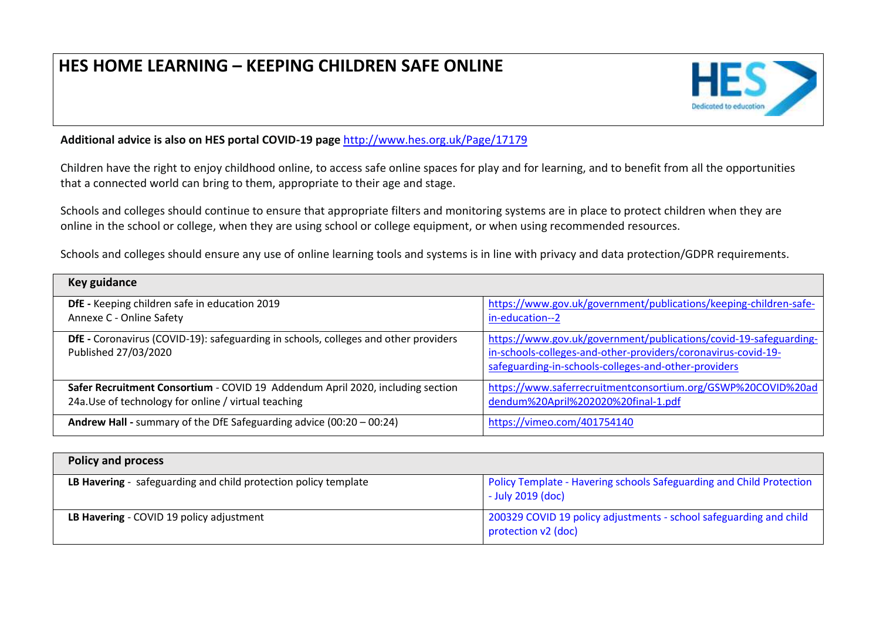# HES HOME LEARNING – KEEPING CHILDREN SAFE ONLINE

**Additional advice is also on HES portal COVID-19 page** http://www.hes.org.uk/Page/17179

Children have the right to enjoy childhood online, to access safe online spaces for play and for learning, and to benefit from all the opportunities that a connected world can bring to them, appropriate to their age and stage.

Schools and colleges should continue to ensure that appropriate filters and monitoring systems are in place to protect children when they are online in the school or college, when they are using school or college equipment, or when using recommended resources.

Schools and colleges should ensure any use of online learning tools and systems is in line with privacy and data protection/GDPR requirements.

| **Key guidance** | |
|---|---|
| **DfE -** Keeping children safe in education 2019<br>Annexe C - Online Safety | https://www.gov.uk/government/publications/keeping-children-safe-in-education--2 |
| **DfE -** Coronavirus (COVID-19): safeguarding in schools, colleges and other providers<br>Published 27/03/2020 | https://www.gov.uk/government/publications/covid-19-safeguarding-in-schools-colleges-and-other-providers/coronavirus-covid-19-safeguarding-in-schools-colleges-and-other-providers |
| **Safer Recruitment Consortium** - COVID 19 Addendum April 2020, including section 24a.Use of technology for online / virtual teaching | https://www.saferrecruitmentconsortium.org/GSWP%20COVID%20addendum%20April%202020%20final-1.pdf |
| **Andrew Hall -** summary of the DfE Safeguarding advice (00:20 – 00:24) | https://vimeo.com/401754140 |

| **Policy and process** | |
|---|---|
| **LB Havering** - safeguarding and child protection policy template | Policy Template - Havering schools Safeguarding and Child Protection - July 2019 (doc) |
| **LB Havering** - COVID 19 policy adjustment | 200329 COVID 19 policy adjustments - school safeguarding and child protection v2 (doc) |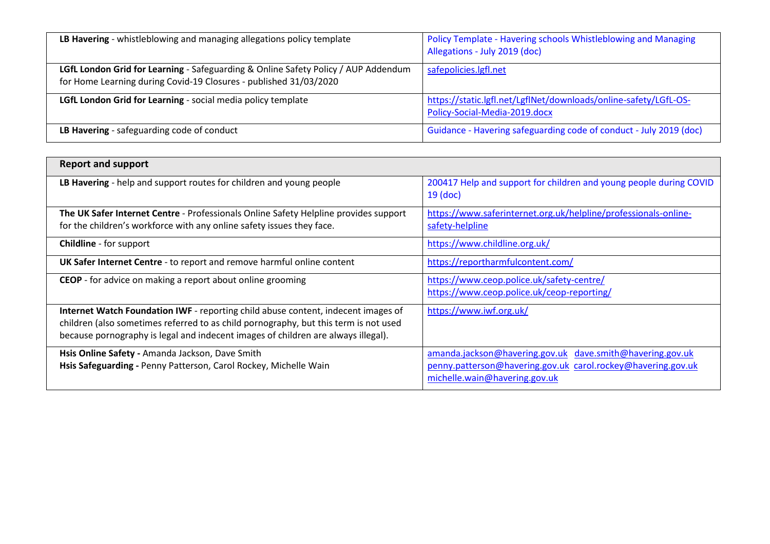| | |
|---|---|
| **LB Havering** - whistleblowing and managing allegations policy template | Policy Template - Havering schools Whistleblowing and Managing Allegations - July 2019 (doc) |
| **LGfL London Grid for Learning** - Safeguarding & Online Safety Policy / AUP Addendum for Home Learning during Covid-19 Closures - published 31/03/2020 | safepolicies.lgfl.net |
| **LGfL London Grid for Learning** - social media policy template | https://static.lgfl.net/LgflNet/downloads/online-safety/LGfL-OS-Policy-Social-Media-2019.docx |
| **LB Havering** - safeguarding code of conduct | Guidance - Havering safeguarding code of conduct - July 2019 (doc) |

| **Report and support** | |
|---|---|
| **LB Havering** - help and support routes for children and young people | 200417 Help and support for children and young people during COVID 19 (doc) |
| **The UK Safer Internet Centre** - Professionals Online Safety Helpline provides support for the children's workforce with any online safety issues they face. | https://www.saferinternet.org.uk/helpline/professionals-online-safety-helpline |
| **Childline** - for support | https://www.childline.org.uk/ |
| **UK Safer Internet Centre** - to report and remove harmful online content | https://reportharmfulcontent.com/ |
| **CEOP** - for advice on making a report about online grooming | https://www.ceop.police.uk/safety-centre/ https://www.ceop.police.uk/ceop-reporting/ |
| **Internet Watch Foundation IWF** - reporting child abuse content, indecent images of children (also sometimes referred to as child pornography, but this term is not used because pornography is legal and indecent images of children are always illegal). | https://www.iwf.org.uk/ |
| **Hsis Online Safety -** Amanda Jackson, Dave Smith<br>**Hsis Safeguarding -** Penny Patterson, Carol Rockey, Michelle Wain | amanda.jackson@havering.gov.uk dave.smith@havering.gov.uk penny.patterson@havering.gov.uk carol.rockey@havering.gov.uk michelle.wain@havering.gov.uk |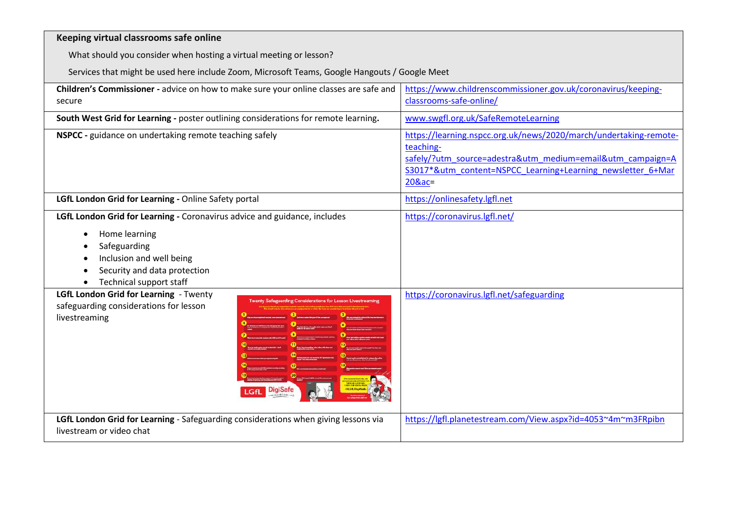| Keeping virtual classrooms safe online<br>What should you consider when hosting a virtual meeting or lesson?<br>Services that might be used here include Zoom, Microsoft Teams, Google Hangouts / Google Meet | |
|---|---|
| **Children's Commissioner -** advice on how to make sure your online classes are safe and secure | https://www.childrenscommissioner.gov.uk/coronavirus/keeping-classrooms-safe-online/ |
| **South West Grid for Learning -** poster outlining considerations for remote learning**.** | www.swgfl.org.uk/SafeRemoteLearning |
| **NSPCC -** guidance on undertaking remote teaching safely | https://learning.nspcc.org.uk/news/2020/march/undertaking-remote-teaching-safely/?utm_source=adestra&utm_medium=email&utm_campaign=AS3017*&utm_content=NSPCC_Learning+Learning_newsletter_6+Mar20&ac= |
| **LGfL London Grid for Learning -** Online Safety portal | https://onlinesafety.lgfl.net |
| **LGfL London Grid for Learning -** Coronavirus advice and guidance, includes<br>• Home learning<br>• Safeguarding<br>• Inclusion and well being<br>• Security and data protection<br>• Technical support staff | https://coronavirus.lgfl.net/ |
| **LGfL London Grid for Learning** - Twenty safeguarding considerations for lesson livestreaming | https://coronavirus.lgfl.net/safeguarding |
| **LGfL London Grid for Learning** - Safeguarding considerations when giving lessons via livestream or video chat | https://lgfl.planetestream.com/View.aspx?id=4053~4m~m3FRpibn |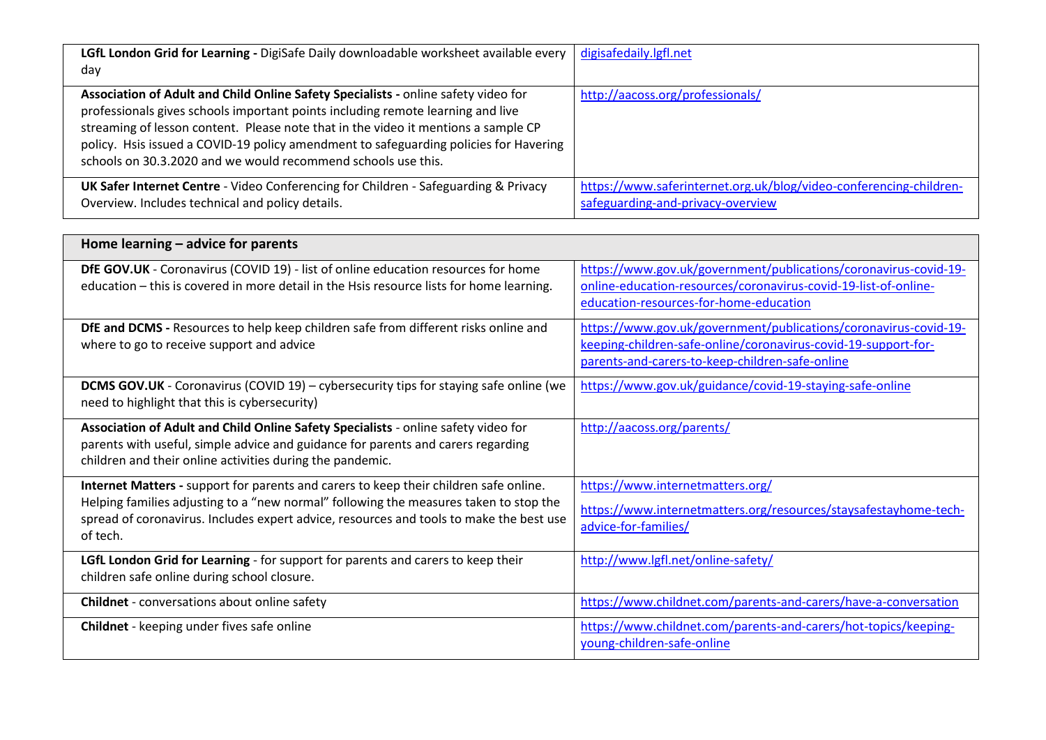| | |
|---|---|
| **LGfL London Grid for Learning -** DigiSafe Daily downloadable worksheet available every day | digisafedaily.lgfl.net |
| **Association of Adult and Child Online Safety Specialists -** online safety video for professionals gives schools important points including remote learning and live streaming of lesson content. Please note that in the video it mentions a sample CP policy. Hsis issued a COVID-19 policy amendment to safeguarding policies for Havering schools on 30.3.2020 and we would recommend schools use this. | http://aacoss.org/professionals/ |
| **UK Safer Internet Centre** - Video Conferencing for Children - Safeguarding & Privacy Overview. Includes technical and policy details. | https://www.saferinternet.org.uk/blog/video-conferencing-children-safeguarding-and-privacy-overview |

| **Home learning – advice for parents** | |
|---|---|
| **DfE GOV.UK** - Coronavirus (COVID 19) - list of online education resources for home education – this is covered in more detail in the Hsis resource lists for home learning. | https://www.gov.uk/government/publications/coronavirus-covid-19-online-education-resources/coronavirus-covid-19-list-of-online-education-resources-for-home-education |
| **DfE and DCMS -** Resources to help keep children safe from different risks online and where to go to receive support and advice | https://www.gov.uk/government/publications/coronavirus-covid-19-keeping-children-safe-online/coronavirus-covid-19-support-for-parents-and-carers-to-keep-children-safe-online |
| **DCMS GOV.UK** - Coronavirus (COVID 19) – cybersecurity tips for staying safe online (we need to highlight that this is cybersecurity) | https://www.gov.uk/guidance/covid-19-staying-safe-online |
| **Association of Adult and Child Online Safety Specialists** - online safety video for parents with useful, simple advice and guidance for parents and carers regarding children and their online activities during the pandemic. | http://aacoss.org/parents/ |
| **Internet Matters -** support for parents and carers to keep their children safe online. Helping families adjusting to a "new normal" following the measures taken to stop the spread of coronavirus. Includes expert advice, resources and tools to make the best use of tech. | https://www.internetmatters.org/ <br> https://www.internetmatters.org/resources/staysafestayhome-tech-advice-for-families/ |
| **LGfL London Grid for Learning** - for support for parents and carers to keep their children safe online during school closure. | http://www.lgfl.net/online-safety/ |
| **Childnet** - conversations about online safety | https://www.childnet.com/parents-and-carers/have-a-conversation |
| **Childnet** - keeping under fives safe online | https://www.childnet.com/parents-and-carers/hot-topics/keeping-young-children-safe-online |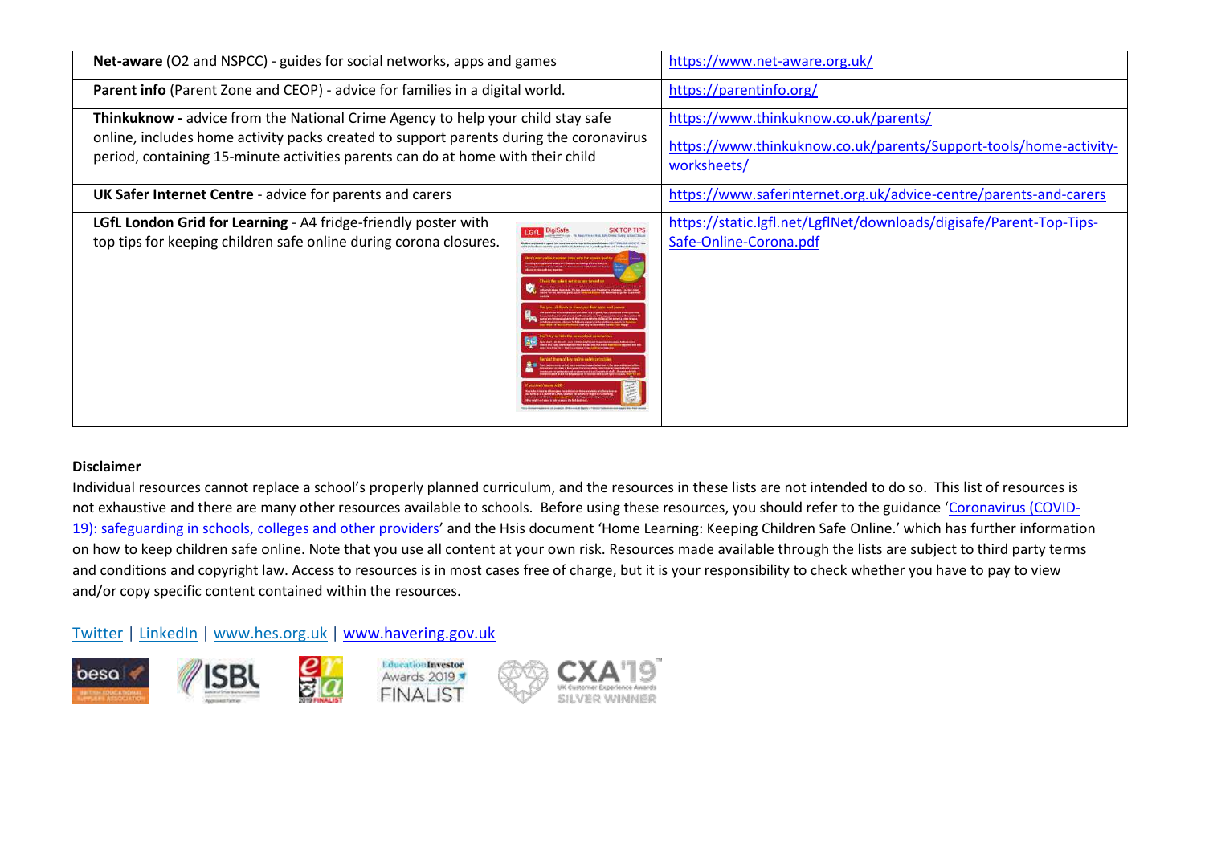| | |
|---|---|
| **Net-aware** (O2 and NSPCC) - guides for social networks, apps and games | https://www.net-aware.org.uk/ |
| **Parent info** (Parent Zone and CEOP) - advice for families in a digital world. | https://parentinfo.org/ |
| **Thinkuknow -** advice from the National Crime Agency to help your child stay safe online, includes home activity packs created to support parents during the coronavirus period, containing 15-minute activities parents can do at home with their child | https://www.thinkuknow.co.uk/parents/ https://www.thinkuknow.co.uk/parents/Support-tools/home-activity-worksheets/ |
| **UK Safer Internet Centre** - advice for parents and carers | https://www.saferinternet.org.uk/advice-centre/parents-and-carers |
| **LGfL London Grid for Learning** - A4 fridge-friendly poster with top tips for keeping children safe online during corona closures. | https://static.lgfl.net/LgflNet/downloads/digisafe/Parent-Top-Tips-Safe-Online-Corona.pdf |

**Disclaimer**

Individual resources cannot replace a school's properly planned curriculum, and the resources in these lists are not intended to do so. This list of resources is not exhaustive and there are many other resources available to schools. Before using these resources, you should refer to the guidance 'Coronavirus (COVID-19): safeguarding in schools, colleges and other providers' and the Hsis document 'Home Learning: Keeping Children Safe Online.' which has further information on how to keep children safe online. Note that you use all content at your own risk. Resources made available through the lists are subject to third party terms and conditions and copyright law. Access to resources is in most cases free of charge, but it is your responsibility to check whether you have to pay to view and/or copy specific content contained within the resources.

Twitter | LinkedIn | www.hes.org.uk | www.havering.gov.uk